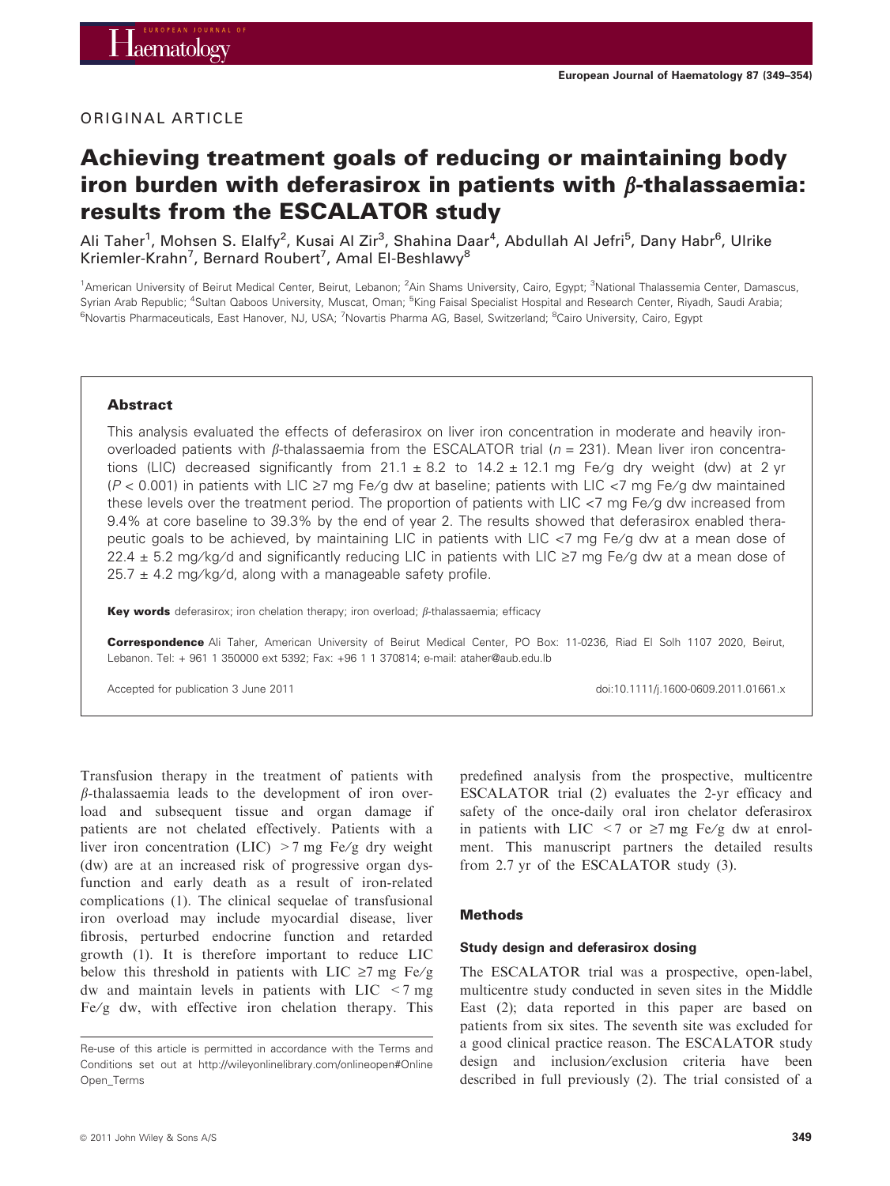ORIGINAL ARTICLE

# Achieving treatment goals of reducing or maintaining body iron burden with deferasirox in patients with β-thalassaemia: results from the ESCALATOR study

Ali Taher[1], Mohsen S. Elalfy[2], Kusai Al Zir[3], Shahina Daar[4], Abdullah Al Jefri[5], Dany Habr[6], Ulrike Kriemler-Krahn[7], Bernard Roubert[7], Amal El-Beshlawy[8]

[1]American University of Beirut Medical Center, Beirut, Lebanon; [2]Ain Shams University, Cairo, Egypt; [3]National Thalassemia Center, Damascus, Syrian Arab Republic; [4]Sultan Qaboos University, Muscat, Oman; [5]King Faisal Specialist Hospital and Research Center, Riyadh, Saudi Arabia; [6]Novartis Pharmaceuticals, East Hanover, NJ, USA; [7]Novartis Pharma AG, Basel, Switzerland; [8]Cairo University, Cairo, Egypt

### Abstract

This analysis evaluated the effects of deferasirox on liver iron concentration in moderate and heavily iron-overloaded patients with β-thalassaemia from the ESCALATOR trial ($n = 231$). Mean liver iron concentrations (LIC) decreased significantly from $21.1 \pm 8.2$ to $14.2 \pm 12.1$ mg Fe/g dry weight (dw) at 2 yr ($P < 0.001$) in patients with LIC ≥7 mg Fe/g dw at baseline; patients with LIC <7 mg Fe/g dw maintained these levels over the treatment period. The proportion of patients with LIC <7 mg Fe/g dw increased from 9.4% at core baseline to 39.3% by the end of year 2. The results showed that deferasirox enabled therapeutic goals to be achieved, by maintaining LIC in patients with LIC <7 mg Fe/g dw at a mean dose of $22.4 \pm 5.2$ mg/kg/d and significantly reducing LIC in patients with LIC ≥7 mg Fe/g dw at a mean dose of $25.7 \pm 4.2$ mg/kg/d, along with a manageable safety profile.

**Key words** deferasirox; iron chelation therapy; iron overload; β-thalassaemia; efficacy

**Correspondence** Ali Taher, American University of Beirut Medical Center, PO Box: 11-0236, Riad El Solh 1107 2020, Beirut, Lebanon. Tel: + 961 1 350000 ext 5392; Fax: +96 1 1 370814; e-mail: ataher@aub.edu.lb

Accepted for publication 3 June 2011

doi:10.1111/j.1600-0609.2011.01661.x

Transfusion therapy in the treatment of patients with β-thalassaemia leads to the development of iron overload and subsequent tissue and organ damage if patients are not chelated effectively. Patients with a liver iron concentration (LIC) >7 mg Fe/g dry weight (dw) are at an increased risk of progressive organ dysfunction and early death as a result of iron-related complications (1). The clinical sequelae of transfusional iron overload may include myocardial disease, liver fibrosis, perturbed endocrine function and retarded growth (1). It is therefore important to reduce LIC below this threshold in patients with LIC ≥7 mg Fe/g dw and maintain levels in patients with LIC <7 mg Fe/g dw, with effective iron chelation therapy. This predefined analysis from the prospective, multicentre ESCALATOR trial (2) evaluates the 2-yr efficacy and safety of the once-daily oral iron chelator deferasirox in patients with LIC <7 or ≥7 mg Fe/g dw at enrolment. This manuscript partners the detailed results from 2.7 yr of the ESCALATOR study (3).

## Methods

### Study design and deferasirox dosing

The ESCALATOR trial was a prospective, open-label, multicentre study conducted in seven sites in the Middle East (2); data reported in this paper are based on patients from six sites. The seventh site was excluded for a good clinical practice reason. The ESCALATOR study design and inclusion/exclusion criteria have been described in full previously (2). The trial consisted of a

Re-use of this article is permitted in accordance with the Terms and Conditions set out at http://wileyonlinelibrary.com/onlineopen#OnlineOpen_Terms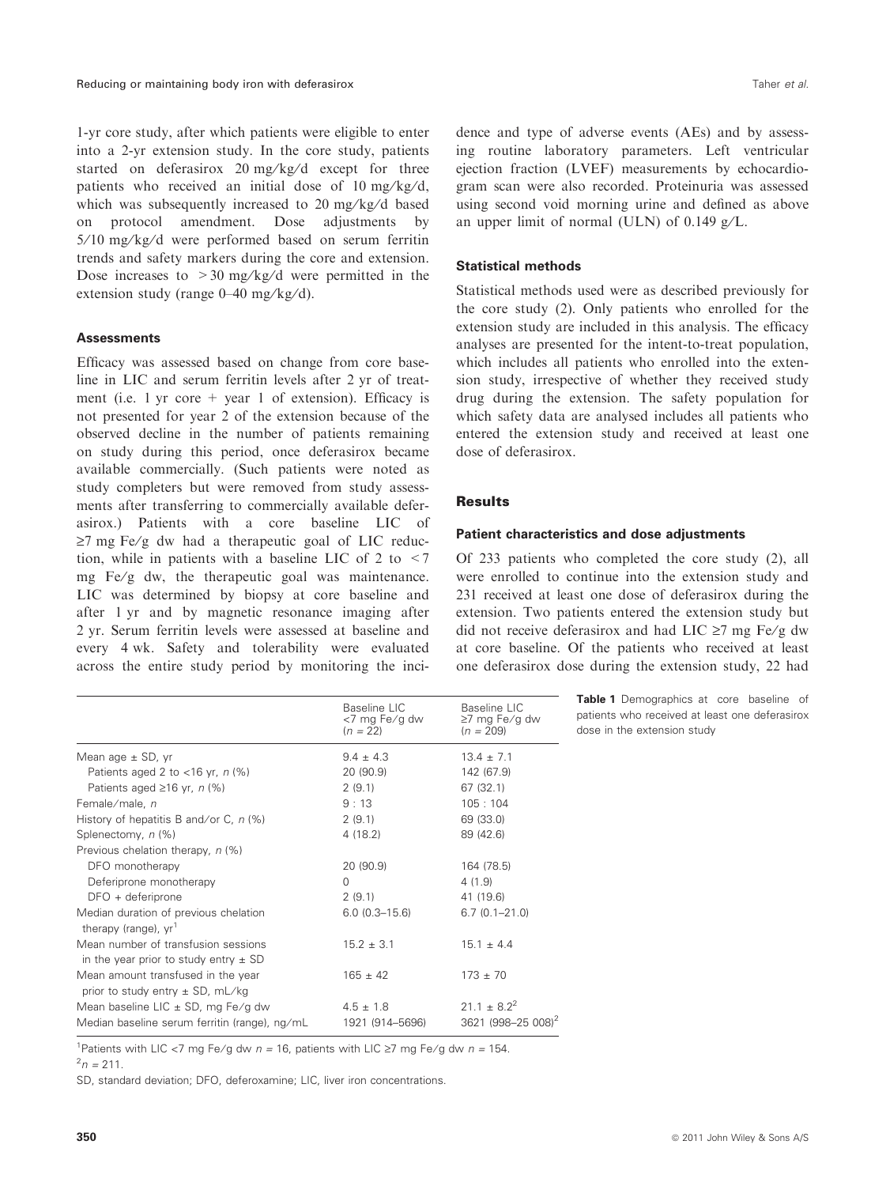1-yr core study, after which patients were eligible to enter into a 2-yr extension study. In the core study, patients started on deferasirox 20 mg/kg/d except for three patients who received an initial dose of 10 mg/kg/d, which was subsequently increased to 20 mg/kg/d based on protocol amendment. Dose adjustments by 5/10 mg/kg/d were performed based on serum ferritin trends and safety markers during the core and extension. Dose increases to > 30 mg/kg/d were permitted in the extension study (range 0–40 mg/kg/d).

#### Assessments

Efficacy was assessed based on change from core baseline in LIC and serum ferritin levels after 2 yr of treatment (i.e. 1 yr core + year 1 of extension). Efficacy is not presented for year 2 of the extension because of the observed decline in the number of patients remaining on study during this period, once deferasirox became available commercially. (Such patients were noted as study completers but were removed from study assessments after transferring to commercially available deferasirox.) Patients with a core baseline LIC of ≥7 mg Fe/g dw had a therapeutic goal of LIC reduction, while in patients with a baseline LIC of 2 to < 7 mg Fe/g dw, the therapeutic goal was maintenance. LIC was determined by biopsy at core baseline and after 1 yr and by magnetic resonance imaging after 2 yr. Serum ferritin levels were assessed at baseline and every 4 wk. Safety and tolerability were evaluated across the entire study period by monitoring the incidence and type of adverse events (AEs) and by assessing routine laboratory parameters. Left ventricular ejection fraction (LVEF) measurements by echocardiogram scan were also recorded. Proteinuria was assessed using second void morning urine and defined as above an upper limit of normal (ULN) of 0.149 g/L.

#### Statistical methods

Statistical methods used were as described previously for the core study (2). Only patients who enrolled for the extension study are included in this analysis. The efficacy analyses are presented for the intent-to-treat population, which includes all patients who enrolled into the extension study, irrespective of whether they received study drug during the extension. The safety population for which safety data are analysed includes all patients who entered the extension study and received at least one dose of deferasirox.

### Results

#### Patient characteristics and dose adjustments

Of 233 patients who completed the core study (2), all were enrolled to continue into the extension study and 231 received at least one dose of deferasirox during the extension. Two patients entered the extension study but did not receive deferasirox and had LIC ≥7 mg Fe/g dw at core baseline. Of the patients who received at least one deferasirox dose during the extension study, 22 had

**Table 1** Demographics at core baseline of patients who received at least one deferasirox dose in the extension study

| | Baseline LIC <7 mg Fe/g dw (n = 22) | Baseline LIC ≥7 mg Fe/g dw (n = 209) |
|---|---|---|
| Mean age ± SD, yr | 9.4 ± 4.3 | 13.4 ± 7.1 |
| Patients aged 2 to <16 yr, n (%) | 20 (90.9) | 142 (67.9) |
| Patients aged ≥16 yr, n (%) | 2 (9.1) | 67 (32.1) |
| Female/male, n | 9 : 13 | 105 : 104 |
| History of hepatitis B and/or C, n (%) | 2 (9.1) | 69 (33.0) |
| Splenectomy, n (%) | 4 (18.2) | 89 (42.6) |
| Previous chelation therapy, n (%) | | |
| DFO monotherapy | 20 (90.9) | 164 (78.5) |
| Deferiprone monotherapy | 0 | 4 (1.9) |
| DFO + deferiprone | 2 (9.1) | 41 (19.6) |
| Median duration of previous chelation therapy (range), yr[1] | 6.0 (0.3–15.6) | 6.7 (0.1–21.0) |
| Mean number of transfusion sessions in the year prior to study entry ± SD | 15.2 ± 3.1 | 15.1 ± 4.4 |
| Mean amount transfused in the year prior to study entry ± SD, mL/kg | 165 ± 42 | 173 ± 70 |
| Mean baseline LIC ± SD, mg Fe/g dw | 4.5 ± 1.8 | 21.1 ± 8.2[2] |
| Median baseline serum ferritin (range), ng/mL | 1921 (914–5696) | 3621 (998–25 008)[2] |

[1]Patients with LIC <7 mg Fe/g dw n = 16, patients with LIC ≥7 mg Fe/g dw n = 154.
[2]n = 211.

SD, standard deviation; DFO, deferoxamine; LIC, liver iron concentrations.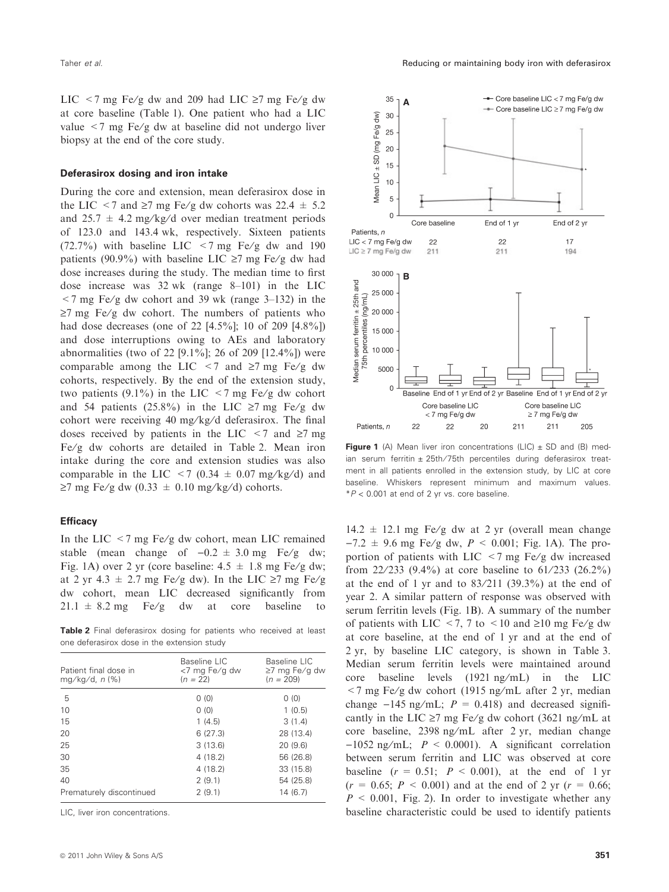LIC <7 mg Fe/g dw and 209 had LIC ≥7 mg Fe/g dw at core baseline (Table 1). One patient who had a LIC value <7 mg Fe/g dw at baseline did not undergo liver biopsy at the end of the core study.

### Deferasirox dosing and iron intake

During the core and extension, mean deferasirox dose in the LIC <7 and ≥7 mg Fe/g dw cohorts was 22.4 ± 5.2 and 25.7 ± 4.2 mg/kg/d over median treatment periods of 123.0 and 143.4 wk, respectively. Sixteen patients (72.7%) with baseline LIC <7 mg Fe/g dw and 190 patients (90.9%) with baseline LIC ≥7 mg Fe/g dw had dose increases during the study. The median time to first dose increase was 32 wk (range 8–101) in the LIC <7 mg Fe/g dw cohort and 39 wk (range 3–132) in the ≥7 mg Fe/g dw cohort. The numbers of patients who had dose decreases (one of 22 [4.5%]; 10 of 209 [4.8%]) and dose interruptions owing to AEs and laboratory abnormalities (two of 22 [9.1%]; 26 of 209 [12.4%]) were comparable among the LIC <7 and ≥7 mg Fe/g dw cohorts, respectively. By the end of the extension study, two patients (9.1%) in the LIC <7 mg Fe/g dw cohort and 54 patients (25.8%) in the LIC ≥7 mg Fe/g dw cohort were receiving 40 mg/kg/d deferasirox. The final doses received by patients in the LIC <7 and ≥7 mg Fe/g dw cohorts are detailed in Table 2. Mean iron intake during the core and extension studies was also comparable in the LIC <7 (0.34 ± 0.07 mg/kg/d) and ≥7 mg Fe/g dw (0.33 ± 0.10 mg/kg/d) cohorts.

### Efficacy

In the LIC <7 mg Fe/g dw cohort, mean LIC remained stable (mean change of −0.2 ± 3.0 mg Fe/g dw; Fig. 1A) over 2 yr (core baseline: 4.5 ± 1.8 mg Fe/g dw; at 2 yr 4.3 ± 2.7 mg Fe/g dw). In the LIC ≥7 mg Fe/g dw cohort, mean LIC decreased significantly from 21.1 ± 8.2 mg Fe/g dw at core baseline to 14.2 ± 12.1 mg Fe/g dw at 2 yr (overall mean change −7.2 ± 9.6 mg Fe/g dw, $P < 0.001$; Fig. 1A). The proportion of patients with LIC <7 mg Fe/g dw increased from 22/233 (9.4%) at core baseline to 61/233 (26.2%) at the end of 1 yr and to 83/211 (39.3%) at the end of year 2. A similar pattern of response was observed with serum ferritin levels (Fig. 1B). A summary of the number of patients with LIC <7, 7 to <10 and ≥10 mg Fe/g dw at core baseline, at the end of 1 yr and at the end of 2 yr, by baseline LIC category, is shown in Table 3. Median serum ferritin levels were maintained around core baseline levels (1921 ng/mL) in the LIC <7 mg Fe/g dw cohort (1915 ng/mL after 2 yr, median change −145 ng/mL; $P = 0.418$) and decreased significantly in the LIC ≥7 mg Fe/g dw cohort (3621 ng/mL at core baseline, 2398 ng/mL after 2 yr, median change −1052 ng/mL; $P < 0.0001$). A significant correlation between serum ferritin and LIC was observed at core baseline ($r = 0.51$; $P < 0.001$), at the end of 1 yr ($r = 0.65$; $P < 0.001$) and at the end of 2 yr ($r = 0.66$; $P < 0.001$, Fig. 2). In order to investigate whether any baseline characteristic could be used to identify patients

**Table 2** Final deferasirox dosing for patients who received at least one deferasirox dose in the extension study

| Patient final dose in mg/kg/d, n (%) | Baseline LIC <7 mg Fe/g dw (n = 22) | Baseline LIC ≥7 mg Fe/g dw (n = 209) |
|---|---|---|
| 5 | 0 (0) | 0 (0) |
| 10 | 0 (0) | 1 (0.5) |
| 15 | 1 (4.5) | 3 (1.4) |
| 20 | 6 (27.3) | 28 (13.4) |
| 25 | 3 (13.6) | 20 (9.6) |
| 30 | 4 (18.2) | 56 (26.8) |
| 35 | 4 (18.2) | 33 (15.8) |
| 40 | 2 (9.1) | 54 (25.8) |
| Prematurely discontinued | 2 (9.1) | 14 (6.7) |

LIC, liver iron concentrations.

**Figure 1** (A) Mean liver iron concentrations (LIC) ± SD and (B) median serum ferritin ± 25th/75th percentiles during deferasirox treatment in all patients enrolled in the extension study, by LIC at core baseline. Whiskers represent minimum and maximum values. *$P < 0.001$ at end of 2 yr vs. core baseline.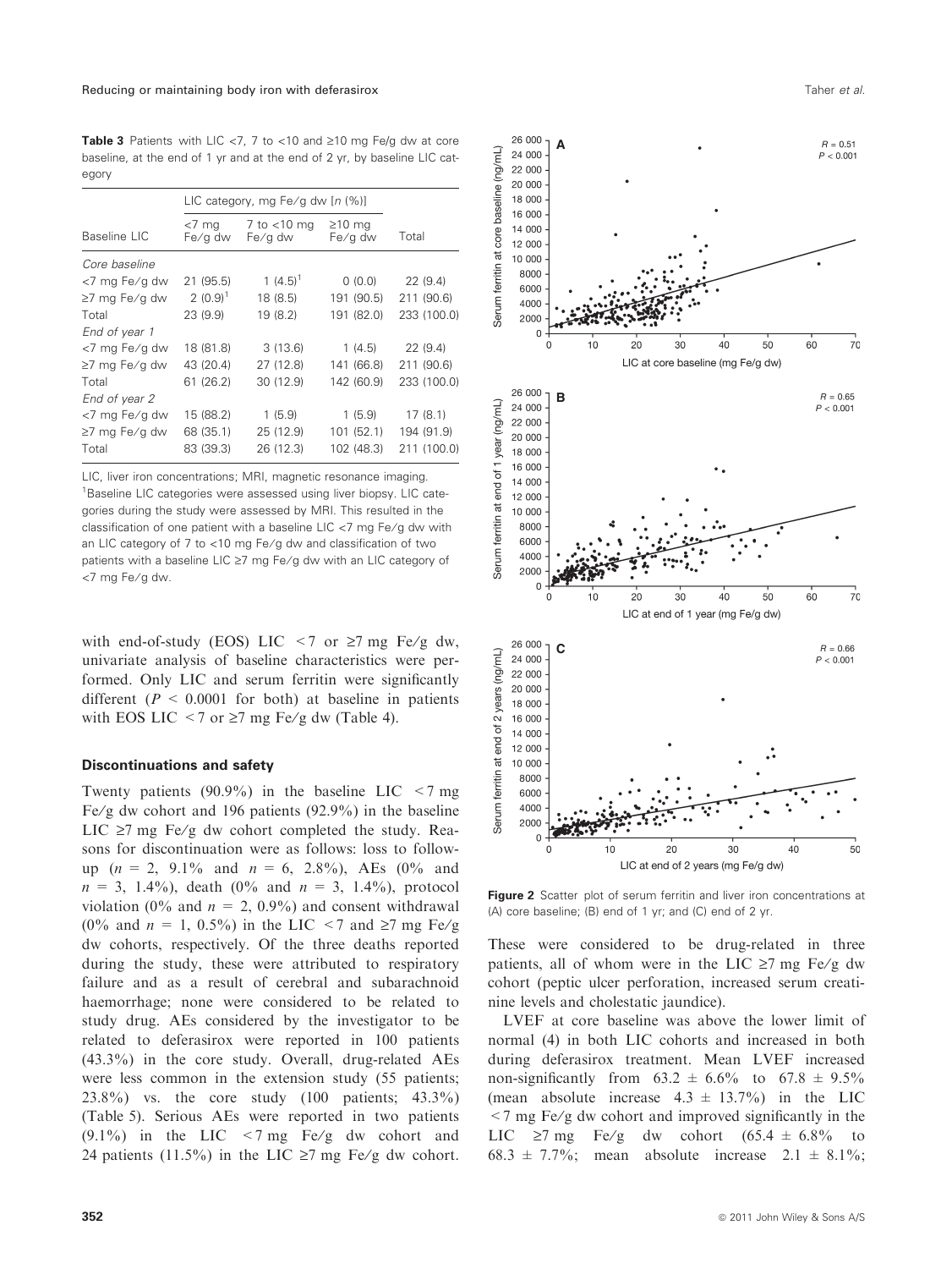**Table 3** Patients with LIC <7, 7 to <10 and ≥10 mg Fe/g dw at core baseline, at the end of 1 yr and at the end of 2 yr, by baseline LIC category

| Baseline LIC | LIC category, mg Fe/g dw [n (%)] | | | Total |
|---|---|---|---|---|
| | <7 mg Fe/g dw | 7 to <10 mg Fe/g dw | ≥10 mg Fe/g dw | |
| *Core baseline* | | | | |
| <7 mg Fe/g dw | 21 (95.5) | 1 (4.5)[1] | 0 (0.0) | 22 (9.4) |
| ≥7 mg Fe/g dw | 2 (0.9)[1] | 18 (8.5) | 191 (90.5) | 211 (90.6) |
| Total | 23 (9.9) | 19 (8.2) | 191 (82.0) | 233 (100.0) |
| *End of year 1* | | | | |
| <7 mg Fe/g dw | 18 (81.8) | 3 (13.6) | 1 (4.5) | 22 (9.4) |
| ≥7 mg Fe/g dw | 43 (20.4) | 27 (12.8) | 141 (66.8) | 211 (90.6) |
| Total | 61 (26.2) | 30 (12.9) | 142 (60.9) | 233 (100.0) |
| *End of year 2* | | | | |
| <7 mg Fe/g dw | 15 (88.2) | 1 (5.9) | 1 (5.9) | 17 (8.1) |
| ≥7 mg Fe/g dw | 68 (35.1) | 25 (12.9) | 101 (52.1) | 194 (91.9) |
| Total | 83 (39.3) | 26 (12.3) | 102 (48.3) | 211 (100.0) |

LIC, liver iron concentrations; MRI, magnetic resonance imaging.
[1]Baseline LIC categories were assessed using liver biopsy. LIC categories during the study were assessed by MRI. This resulted in the classification of one patient with a baseline LIC <7 mg Fe/g dw with an LIC category of 7 to <10 mg Fe/g dw and classification of two patients with a baseline LIC ≥7 mg Fe/g dw with an LIC category of <7 mg Fe/g dw.

with end-of-study (EOS) LIC <7 or ≥7 mg Fe/g dw, univariate analysis of baseline characteristics were performed. Only LIC and serum ferritin were significantly different ($P < 0.0001$ for both) at baseline in patients with EOS LIC <7 or ≥7 mg Fe/g dw (Table 4).

### Discontinuations and safety

Twenty patients (90.9%) in the baseline LIC <7 mg Fe/g dw cohort and 196 patients (92.9%) in the baseline LIC ≥7 mg Fe/g dw cohort completed the study. Reasons for discontinuation were as follows: loss to follow-up ($n = 2$, 9.1% and $n = 6$, 2.8%), AEs (0% and $n = 3$, 1.4%), death (0% and $n = 3$, 1.4%), protocol violation (0% and $n = 2$, 0.9%) and consent withdrawal (0% and $n = 1$, 0.5%) in the LIC <7 and ≥7 mg Fe/g dw cohorts, respectively. Of the three deaths reported during the study, these were attributed to respiratory failure and as a result of cerebral and subarachnoid haemorrhage; none were considered to be related to study drug. AEs considered by the investigator to be related to deferasirox were reported in 100 patients (43.3%) in the core study. Overall, drug-related AEs were less common in the extension study (55 patients; 23.8%) vs. the core study (100 patients; 43.3%) (Table 5). Serious AEs were reported in two patients (9.1%) in the LIC <7 mg Fe/g dw cohort and 24 patients (11.5%) in the LIC ≥7 mg Fe/g dw cohort. These were considered to be drug-related in three patients, all of whom were in the LIC ≥7 mg Fe/g dw cohort (peptic ulcer perforation, increased serum creatinine levels and cholestatic jaundice).

LVEF at core baseline was above the lower limit of normal (4) in both LIC cohorts and increased in both during deferasirox treatment. Mean LVEF increased non-significantly from 63.2 ± 6.6% to 67.8 ± 9.5% (mean absolute increase 4.3 ± 13.7%) in the LIC <7 mg Fe/g dw cohort and improved significantly in the LIC ≥7 mg Fe/g dw cohort (65.4 ± 6.8% to 68.3 ± 7.7%; mean absolute increase 2.1 ± 8.1%;

**Figure 2** Scatter plot of serum ferritin and liver iron concentrations at (A) core baseline; (B) end of 1 yr; and (C) end of 2 yr.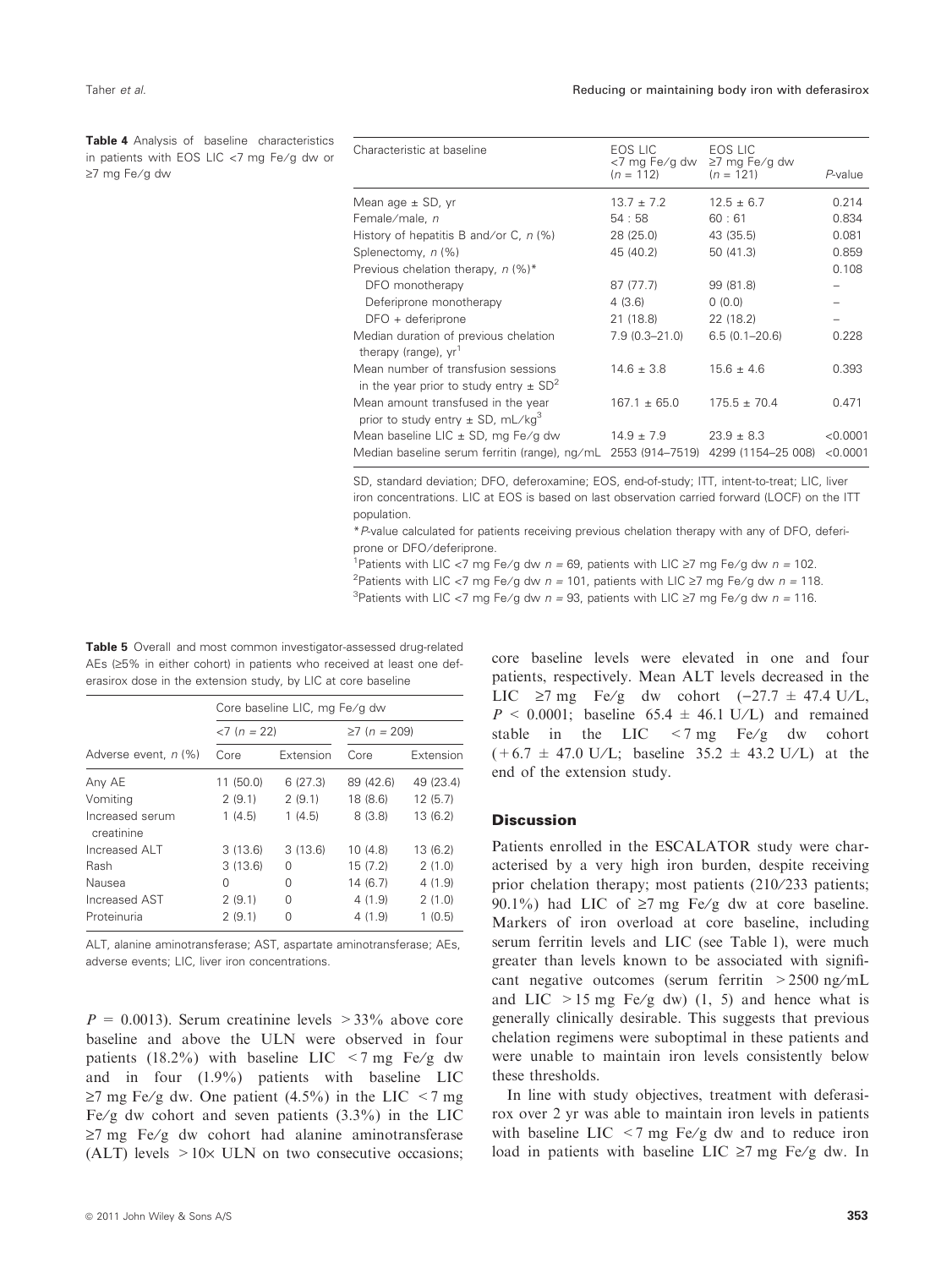**Table 4** Analysis of baseline characteristics in patients with EOS LIC <7 mg Fe/g dw or ≥7 mg Fe/g dw

| Characteristic at baseline | EOS LIC <7 mg Fe/g dw (n = 112) | EOS LIC ≥7 mg Fe/g dw (n = 121) | P-value |
|---|---|---|---|
| Mean age ± SD, yr | 13.7 ± 7.2 | 12.5 ± 6.7 | 0.214 |
| Female/male, n | 54 : 58 | 60 : 61 | 0.834 |
| History of hepatitis B and/or C, n (%) | 28 (25.0) | 43 (35.5) | 0.081 |
| Splenectomy, n (%) | 45 (40.2) | 50 (41.3) | 0.859 |
| Previous chelation therapy, n (%)* | | | 0.108 |
| DFO monotherapy | 87 (77.7) | 99 (81.8) | – |
| Deferiprone monotherapy | 4 (3.6) | 0 (0.0) | – |
| DFO + deferiprone | 21 (18.8) | 22 (18.2) | – |
| Median duration of previous chelation therapy (range), yr[1] | 7.9 (0.3–21.0) | 6.5 (0.1–20.6) | 0.228 |
| Mean number of transfusion sessions in the year prior to study entry ± SD[2] | 14.6 ± 3.8 | 15.6 ± 4.6 | 0.393 |
| Mean amount transfused in the year prior to study entry ± SD, mL/kg[3] | 167.1 ± 65.0 | 175.5 ± 70.4 | 0.471 |
| Mean baseline LIC ± SD, mg Fe/g dw | 14.9 ± 7.9 | 23.9 ± 8.3 | <0.0001 |
| Median baseline serum ferritin (range), ng/mL | 2553 (914–7519) | 4299 (1154–25 008) | <0.0001 |

SD, standard deviation; DFO, deferoxamine; EOS, end-of-study; ITT, intent-to-treat; LIC, liver iron concentrations. LIC at EOS is based on last observation carried forward (LOCF) on the ITT population.

*P-value calculated for patients receiving previous chelation therapy with any of DFO, deferiprone or DFO/deferiprone.

[1]Patients with LIC <7 mg Fe/g dw n = 69, patients with LIC ≥7 mg Fe/g dw n = 102.

[2]Patients with LIC <7 mg Fe/g dw n = 101, patients with LIC ≥7 mg Fe/g dw n = 118.

[3]Patients with LIC <7 mg Fe/g dw n = 93, patients with LIC ≥7 mg Fe/g dw n = 116.

**Table 5** Overall and most common investigator-assessed drug-related AEs (≥5% in either cohort) in patients who received at least one deferasirox dose in the extension study, by LIC at core baseline

| | Core baseline LIC, mg Fe/g dw | | | |
|---|---|---|---|---|
| | <7 (n = 22) | | ≥7 (n = 209) | |
| Adverse event, n (%) | Core | Extension | Core | Extension |
| Any AE | 11 (50.0) | 6 (27.3) | 89 (42.6) | 49 (23.4) |
| Vomiting | 2 (9.1) | 2 (9.1) | 18 (8.6) | 12 (5.7) |
| Increased serum creatinine | 1 (4.5) | 1 (4.5) | 8 (3.8) | 13 (6.2) |
| Increased ALT | 3 (13.6) | 3 (13.6) | 10 (4.8) | 13 (6.2) |
| Rash | 3 (13.6) | 0 | 15 (7.2) | 2 (1.0) |
| Nausea | 0 | 0 | 14 (6.7) | 4 (1.9) |
| Increased AST | 2 (9.1) | 0 | 4 (1.9) | 2 (1.0) |
| Proteinuria | 2 (9.1) | 0 | 4 (1.9) | 1 (0.5) |

ALT, alanine aminotransferase; AST, aspartate aminotransferase; AEs, adverse events; LIC, liver iron concentrations.

$P = 0.0013$). Serum creatinine levels >33% above core baseline and above the ULN were observed in four patients (18.2%) with baseline LIC <7 mg Fe/g dw and in four (1.9%) patients with baseline LIC ≥7 mg Fe/g dw. One patient (4.5%) in the LIC <7 mg Fe/g dw cohort and seven patients (3.3%) in the LIC ≥7 mg Fe/g dw cohort had alanine aminotransferase (ALT) levels >10× ULN on two consecutive occasions; core baseline levels were elevated in one and four patients, respectively. Mean ALT levels decreased in the LIC ≥7 mg Fe/g dw cohort (−27.7 ± 47.4 U/L, $P < 0.0001$; baseline 65.4 ± 46.1 U/L) and remained stable in the LIC <7 mg Fe/g dw cohort (+6.7 ± 47.0 U/L; baseline 35.2 ± 43.2 U/L) at the end of the extension study.

## Discussion

Patients enrolled in the ESCALATOR study were characterised by a very high iron burden, despite receiving prior chelation therapy; most patients (210/233 patients; 90.1%) had LIC of ≥7 mg Fe/g dw at core baseline. Markers of iron overload at core baseline, including serum ferritin levels and LIC (see Table 1), were much greater than levels known to be associated with significant negative outcomes (serum ferritin >2500 ng/mL and LIC >15 mg Fe/g dw) (1, 5) and hence what is generally clinically desirable. This suggests that previous chelation regimens were suboptimal in these patients and were unable to maintain iron levels consistently below these thresholds.

In line with study objectives, treatment with deferasirox over 2 yr was able to maintain iron levels in patients with baseline LIC <7 mg Fe/g dw and to reduce iron load in patients with baseline LIC ≥7 mg Fe/g dw. In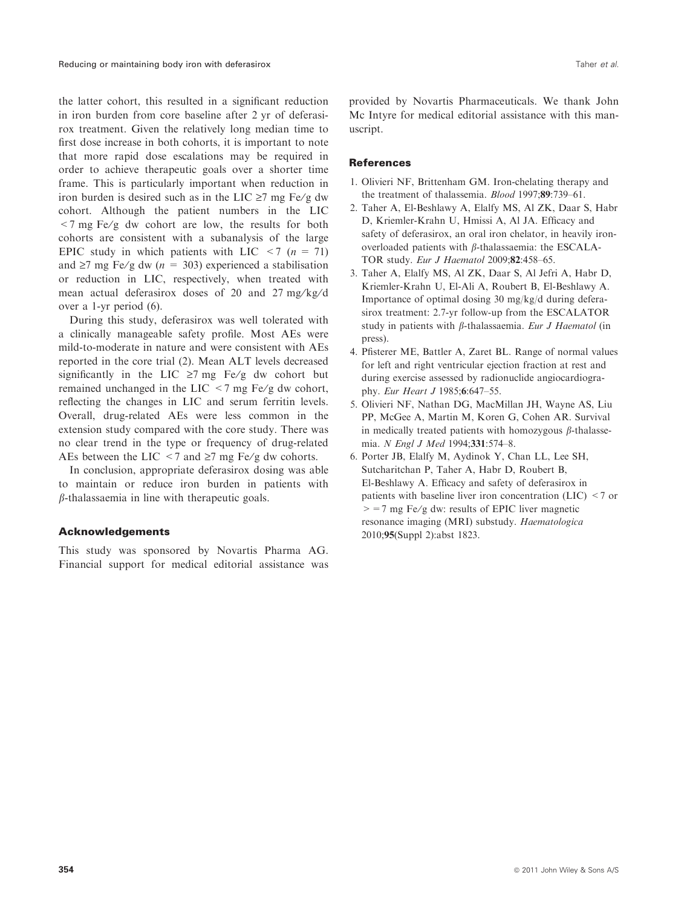the latter cohort, this resulted in a significant reduction in iron burden from core baseline after 2 yr of deferasirox treatment. Given the relatively long median time to first dose increase in both cohorts, it is important to note that more rapid dose escalations may be required in order to achieve therapeutic goals over a shorter time frame. This is particularly important when reduction in iron burden is desired such as in the LIC ≥7 mg Fe/g dw cohort. Although the patient numbers in the LIC <7 mg Fe/g dw cohort are low, the results for both cohorts are consistent with a subanalysis of the large EPIC study in which patients with LIC <7 ($n$ = 71) and ≥7 mg Fe/g dw ($n$ = 303) experienced a stabilisation or reduction in LIC, respectively, when treated with mean actual deferasirox doses of 20 and 27 mg/kg/d over a 1-yr period (6).

During this study, deferasirox was well tolerated with a clinically manageable safety profile. Most AEs were mild-to-moderate in nature and were consistent with AEs reported in the core trial (2). Mean ALT levels decreased significantly in the LIC ≥7 mg Fe/g dw cohort but remained unchanged in the LIC <7 mg Fe/g dw cohort, reflecting the changes in LIC and serum ferritin levels. Overall, drug-related AEs were less common in the extension study compared with the core study. There was no clear trend in the type or frequency of drug-related AEs between the LIC <7 and ≥7 mg Fe/g dw cohorts.

In conclusion, appropriate deferasirox dosing was able to maintain or reduce iron burden in patients with β-thalassaemia in line with therapeutic goals.

## Acknowledgements

This study was sponsored by Novartis Pharma AG. Financial support for medical editorial assistance was provided by Novartis Pharmaceuticals. We thank John Mc Intyre for medical editorial assistance with this manuscript.

## References

1. Olivieri NF, Brittenham GM. Iron-chelating therapy and the treatment of thalassemia. *Blood* 1997;**89**:739–61.
2. Taher A, El-Beshlawy A, Elalfy MS, Al ZK, Daar S, Habr D, Kriemler-Krahn U, Hmissi A, Al JA. Efficacy and safety of deferasirox, an oral iron chelator, in heavily iron-overloaded patients with β-thalassaemia: the ESCALATOR study. *Eur J Haematol* 2009;**82**:458–65.
3. Taher A, Elalfy MS, Al ZK, Daar S, Al Jefri A, Habr D, Kriemler-Krahn U, El-Ali A, Roubert B, El-Beshlawy A. Importance of optimal dosing 30 mg/kg/d during deferasirox treatment: 2.7-yr follow-up from the ESCALATOR study in patients with β-thalassaemia. *Eur J Haematol* (in press).
4. Pfisterer ME, Battler A, Zaret BL. Range of normal values for left and right ventricular ejection fraction at rest and during exercise assessed by radionuclide angiocardiography. *Eur Heart J* 1985;**6**:647–55.
5. Olivieri NF, Nathan DG, MacMillan JH, Wayne AS, Liu PP, McGee A, Martin M, Koren G, Cohen AR. Survival in medically treated patients with homozygous β-thalassemia. *N Engl J Med* 1994;**331**:574–8.
6. Porter JB, Elalfy M, Aydinok Y, Chan LL, Lee SH, Sutcharitchan P, Taher A, Habr D, Roubert B, El-Beshlawy A. Efficacy and safety of deferasirox in patients with baseline liver iron concentration (LIC) <7 or >=7 mg Fe/g dw: results of EPIC liver magnetic resonance imaging (MRI) substudy. *Haematologica* 2010;**95**(Suppl 2):abst 1823.